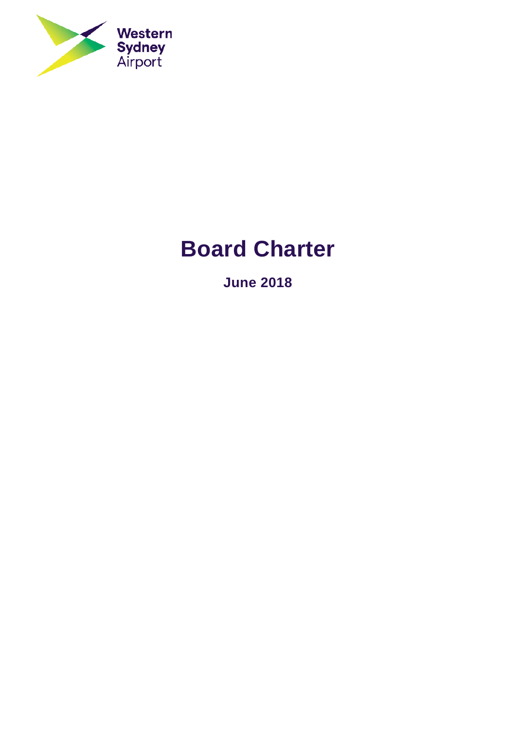Western Sydney Airport

# Board Charter

**June 2018**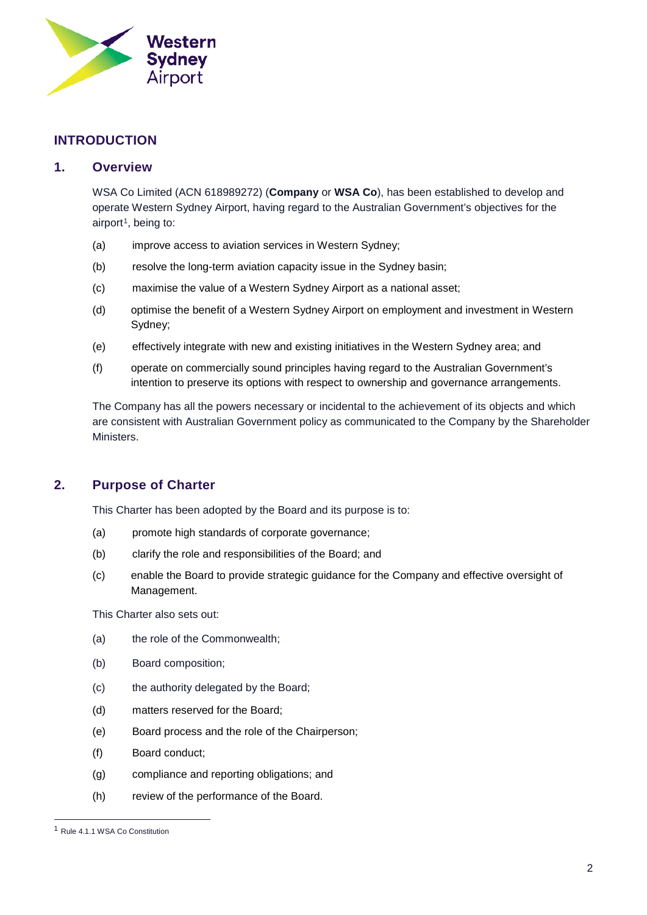# INTRODUCTION

## 1. Overview

WSA Co Limited (ACN 618989272) (**Company** or **WSA Co**), has been established to develop and operate Western Sydney Airport, having regard to the Australian Government's objectives for the airport[1], being to:

(a) improve access to aviation services in Western Sydney;

(b) resolve the long-term aviation capacity issue in the Sydney basin;

(c) maximise the value of a Western Sydney Airport as a national asset;

(d) optimise the benefit of a Western Sydney Airport on employment and investment in Western Sydney;

(e) effectively integrate with new and existing initiatives in the Western Sydney area; and

(f) operate on commercially sound principles having regard to the Australian Government's intention to preserve its options with respect to ownership and governance arrangements.

The Company has all the powers necessary or incidental to the achievement of its objects and which are consistent with Australian Government policy as communicated to the Company by the Shareholder Ministers.

## 2. Purpose of Charter

This Charter has been adopted by the Board and its purpose is to:

(a) promote high standards of corporate governance;

(b) clarify the role and responsibilities of the Board; and

(c) enable the Board to provide strategic guidance for the Company and effective oversight of Management.

This Charter also sets out:

(a) the role of the Commonwealth;

(b) Board composition;

(c) the authority delegated by the Board;

(d) matters reserved for the Board;

(e) Board process and the role of the Chairperson;

(f) Board conduct;

(g) compliance and reporting obligations; and

(h) review of the performance of the Board.

---

[1] Rule 4.1.1 WSA Co Constitution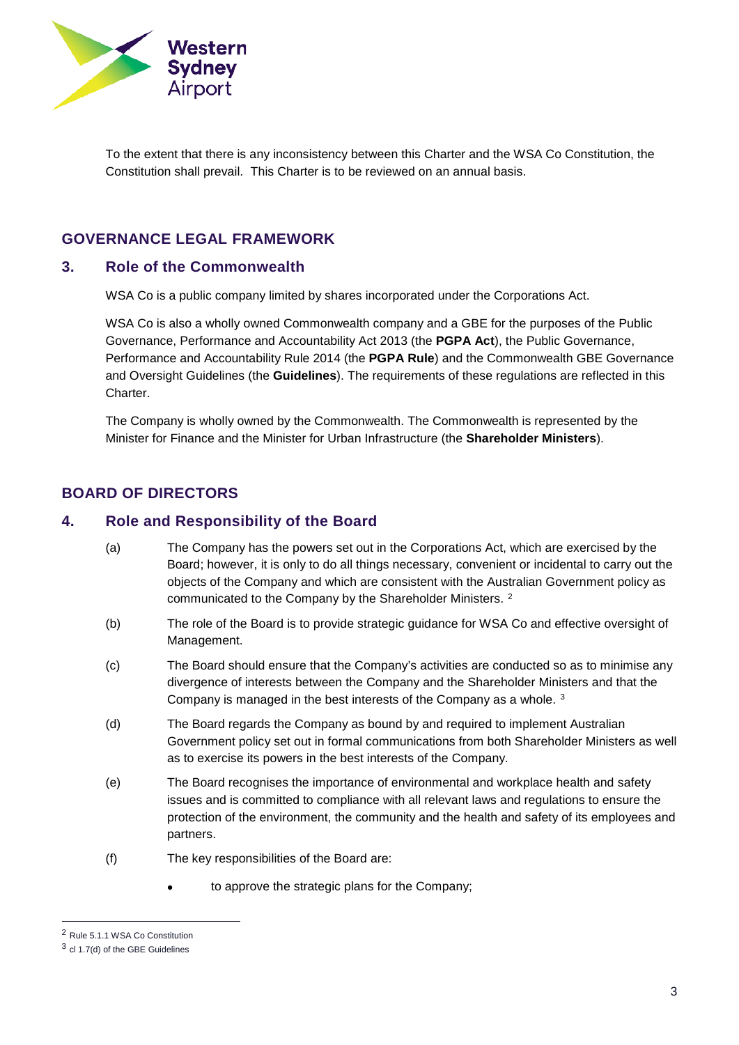To the extent that there is any inconsistency between this Charter and the WSA Co Constitution, the Constitution shall prevail. This Charter is to be reviewed on an annual basis.

## GOVERNANCE LEGAL FRAMEWORK

### 3. Role of the Commonwealth

WSA Co is a public company limited by shares incorporated under the Corporations Act.

WSA Co is also a wholly owned Commonwealth company and a GBE for the purposes of the Public Governance, Performance and Accountability Act 2013 (the **PGPA Act**), the Public Governance, Performance and Accountability Rule 2014 (the **PGPA Rule**) and the Commonwealth GBE Governance and Oversight Guidelines (the **Guidelines**). The requirements of these regulations are reflected in this Charter.

The Company is wholly owned by the Commonwealth. The Commonwealth is represented by the Minister for Finance and the Minister for Urban Infrastructure (the **Shareholder Ministers**).

## BOARD OF DIRECTORS

### 4. Role and Responsibility of the Board

(a) The Company has the powers set out in the Corporations Act, which are exercised by the Board; however, it is only to do all things necessary, convenient or incidental to carry out the objects of the Company and which are consistent with the Australian Government policy as communicated to the Company by the Shareholder Ministers. [2]

(b) The role of the Board is to provide strategic guidance for WSA Co and effective oversight of Management.

(c) The Board should ensure that the Company's activities are conducted so as to minimise any divergence of interests between the Company and the Shareholder Ministers and that the Company is managed in the best interests of the Company as a whole. [3]

(d) The Board regards the Company as bound by and required to implement Australian Government policy set out in formal communications from both Shareholder Ministers as well as to exercise its powers in the best interests of the Company.

(e) The Board recognises the importance of environmental and workplace health and safety issues and is committed to compliance with all relevant laws and regulations to ensure the protection of the environment, the community and the health and safety of its employees and partners.

(f) The key responsibilities of the Board are:

- to approve the strategic plans for the Company;

---

[2] Rule 5.1.1 WSA Co Constitution

[3] cl 1.7(d) of the GBE Guidelines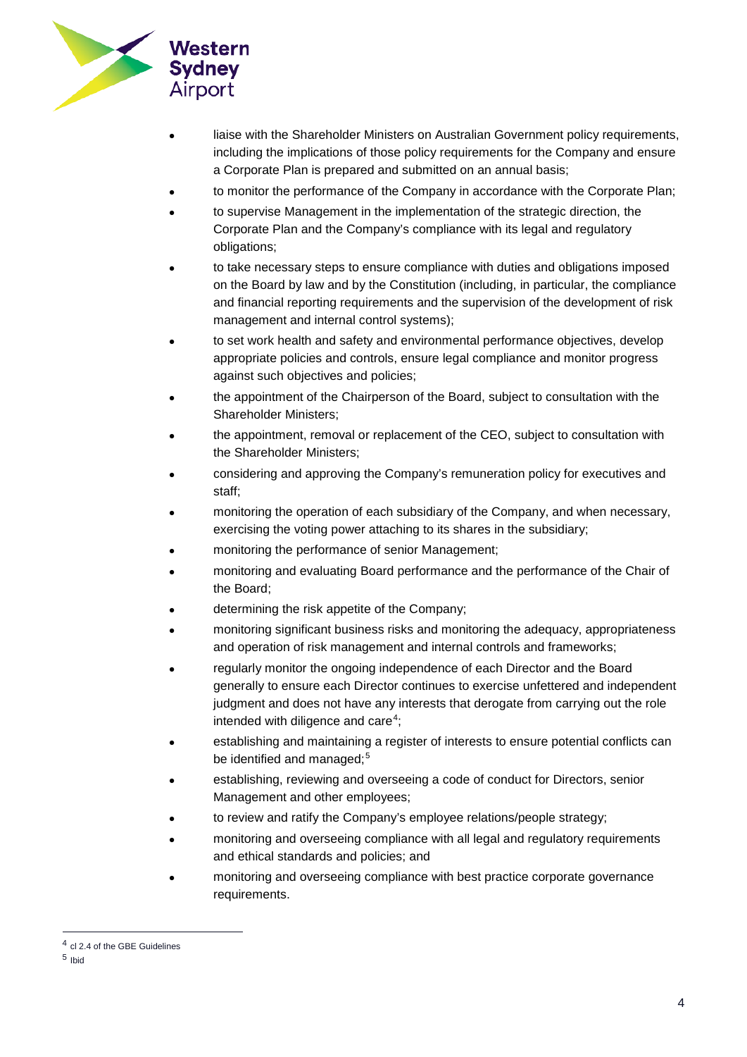- liaise with the Shareholder Ministers on Australian Government policy requirements, including the implications of those policy requirements for the Company and ensure a Corporate Plan is prepared and submitted on an annual basis;
- to monitor the performance of the Company in accordance with the Corporate Plan;
- to supervise Management in the implementation of the strategic direction, the Corporate Plan and the Company's compliance with its legal and regulatory obligations;
- to take necessary steps to ensure compliance with duties and obligations imposed on the Board by law and by the Constitution (including, in particular, the compliance and financial reporting requirements and the supervision of the development of risk management and internal control systems);
- to set work health and safety and environmental performance objectives, develop appropriate policies and controls, ensure legal compliance and monitor progress against such objectives and policies;
- the appointment of the Chairperson of the Board, subject to consultation with the Shareholder Ministers;
- the appointment, removal or replacement of the CEO, subject to consultation with the Shareholder Ministers;
- considering and approving the Company's remuneration policy for executives and staff;
- monitoring the operation of each subsidiary of the Company, and when necessary, exercising the voting power attaching to its shares in the subsidiary;
- monitoring the performance of senior Management;
- monitoring and evaluating Board performance and the performance of the Chair of the Board;
- determining the risk appetite of the Company;
- monitoring significant business risks and monitoring the adequacy, appropriateness and operation of risk management and internal controls and frameworks;
- regularly monitor the ongoing independence of each Director and the Board generally to ensure each Director continues to exercise unfettered and independent judgment and does not have any interests that derogate from carrying out the role intended with diligence and care[4];
- establishing and maintaining a register of interests to ensure potential conflicts can be identified and managed;[5]
- establishing, reviewing and overseeing a code of conduct for Directors, senior Management and other employees;
- to review and ratify the Company's employee relations/people strategy;
- monitoring and overseeing compliance with all legal and regulatory requirements and ethical standards and policies; and
- monitoring and overseeing compliance with best practice corporate governance requirements.

---

[4] cl 2.4 of the GBE Guidelines

[5] Ibid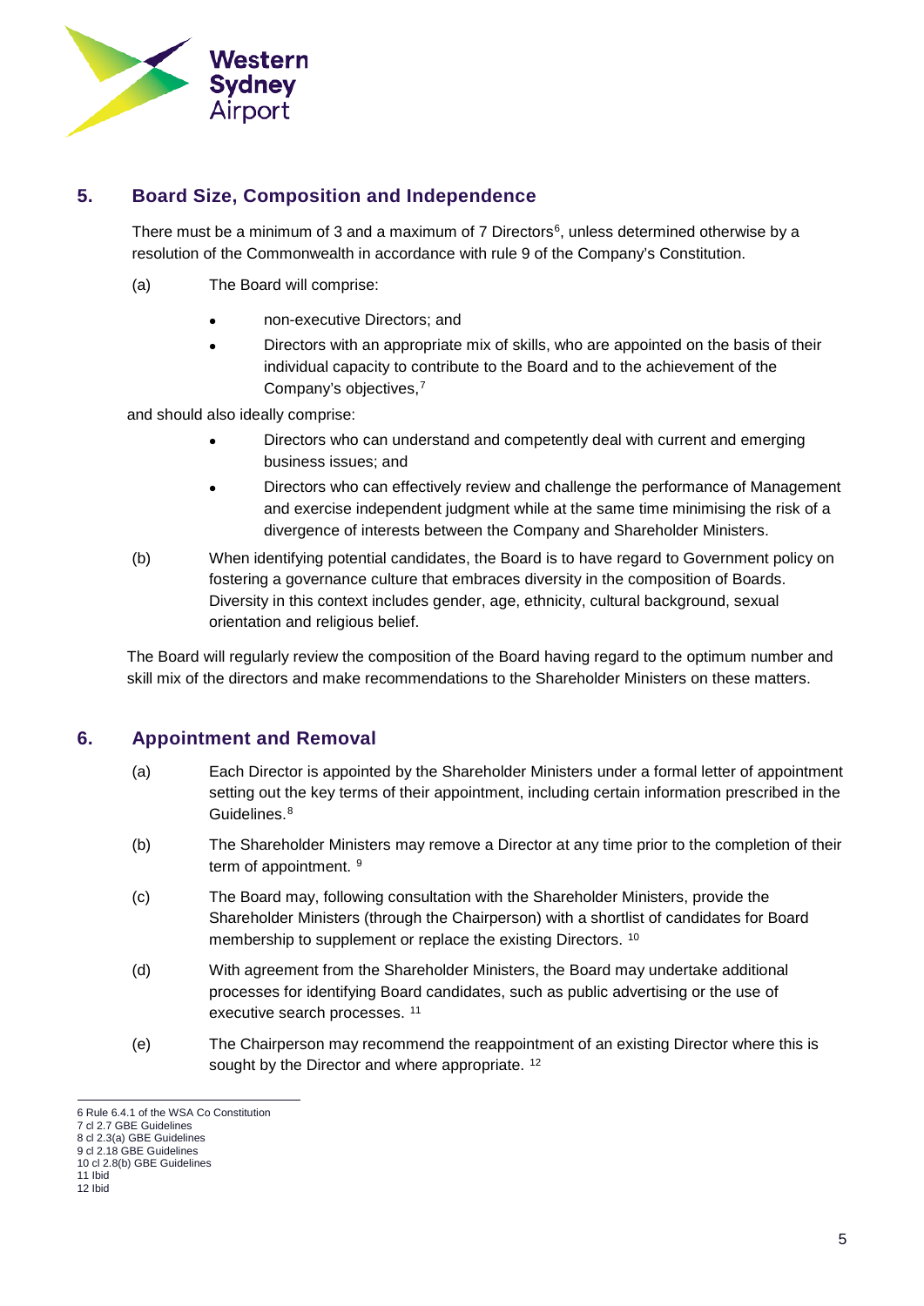## 5. Board Size, Composition and Independence

There must be a minimum of 3 and a maximum of 7 Directors[6], unless determined otherwise by a resolution of the Commonwealth in accordance with rule 9 of the Company's Constitution.

(a) The Board will comprise:

- non-executive Directors; and
- Directors with an appropriate mix of skills, who are appointed on the basis of their individual capacity to contribute to the Board and to the achievement of the Company's objectives,[7]

and should also ideally comprise:

- Directors who can understand and competently deal with current and emerging business issues; and
- Directors who can effectively review and challenge the performance of Management and exercise independent judgment while at the same time minimising the risk of a divergence of interests between the Company and Shareholder Ministers.

(b) When identifying potential candidates, the Board is to have regard to Government policy on fostering a governance culture that embraces diversity in the composition of Boards. Diversity in this context includes gender, age, ethnicity, cultural background, sexual orientation and religious belief.

The Board will regularly review the composition of the Board having regard to the optimum number and skill mix of the directors and make recommendations to the Shareholder Ministers on these matters.

## 6. Appointment and Removal

(a) Each Director is appointed by the Shareholder Ministers under a formal letter of appointment setting out the key terms of their appointment, including certain information prescribed in the Guidelines.[8]

(b) The Shareholder Ministers may remove a Director at any time prior to the completion of their term of appointment. [9]

(c) The Board may, following consultation with the Shareholder Ministers, provide the Shareholder Ministers (through the Chairperson) with a shortlist of candidates for Board membership to supplement or replace the existing Directors. [10]

(d) With agreement from the Shareholder Ministers, the Board may undertake additional processes for identifying Board candidates, such as public advertising or the use of executive search processes. [11]

(e) The Chairperson may recommend the reappointment of an existing Director where this is sought by the Director and where appropriate. [12]

---

6 Rule 6.4.1 of the WSA Co Constitution
7 cl 2.7 GBE Guidelines
8 cl 2.3(a) GBE Guidelines
9 cl 2.18 GBE Guidelines
10 cl 2.8(b) GBE Guidelines
11 Ibid
12 Ibid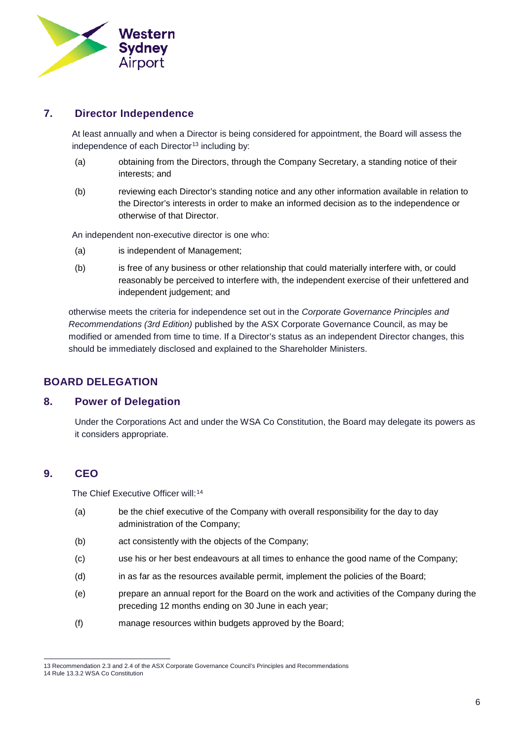## 7. Director Independence

At least annually and when a Director is being considered for appointment, the Board will assess the independence of each Director[13] including by:

(a) obtaining from the Directors, through the Company Secretary, a standing notice of their interests; and

(b) reviewing each Director's standing notice and any other information available in relation to the Director's interests in order to make an informed decision as to the independence or otherwise of that Director.

An independent non-executive director is one who:

(a) is independent of Management;

(b) is free of any business or other relationship that could materially interfere with, or could reasonably be perceived to interfere with, the independent exercise of their unfettered and independent judgement; and

otherwise meets the criteria for independence set out in the *Corporate Governance Principles and Recommendations (3rd Edition)* published by the ASX Corporate Governance Council, as may be modified or amended from time to time. If a Director's status as an independent Director changes, this should be immediately disclosed and explained to the Shareholder Ministers.

# BOARD DELEGATION

## 8. Power of Delegation

Under the Corporations Act and under the WSA Co Constitution, the Board may delegate its powers as it considers appropriate.

## 9. CEO

The Chief Executive Officer will:[14]

(a) be the chief executive of the Company with overall responsibility for the day to day administration of the Company;

(b) act consistently with the objects of the Company;

(c) use his or her best endeavours at all times to enhance the good name of the Company;

(d) in as far as the resources available permit, implement the policies of the Board;

(e) prepare an annual report for the Board on the work and activities of the Company during the preceding 12 months ending on 30 June in each year;

(f) manage resources within budgets approved by the Board;

---

13 Recommendation 2.3 and 2.4 of the ASX Corporate Governance Council's Principles and Recommendations

14 Rule 13.3.2 WSA Co Constitution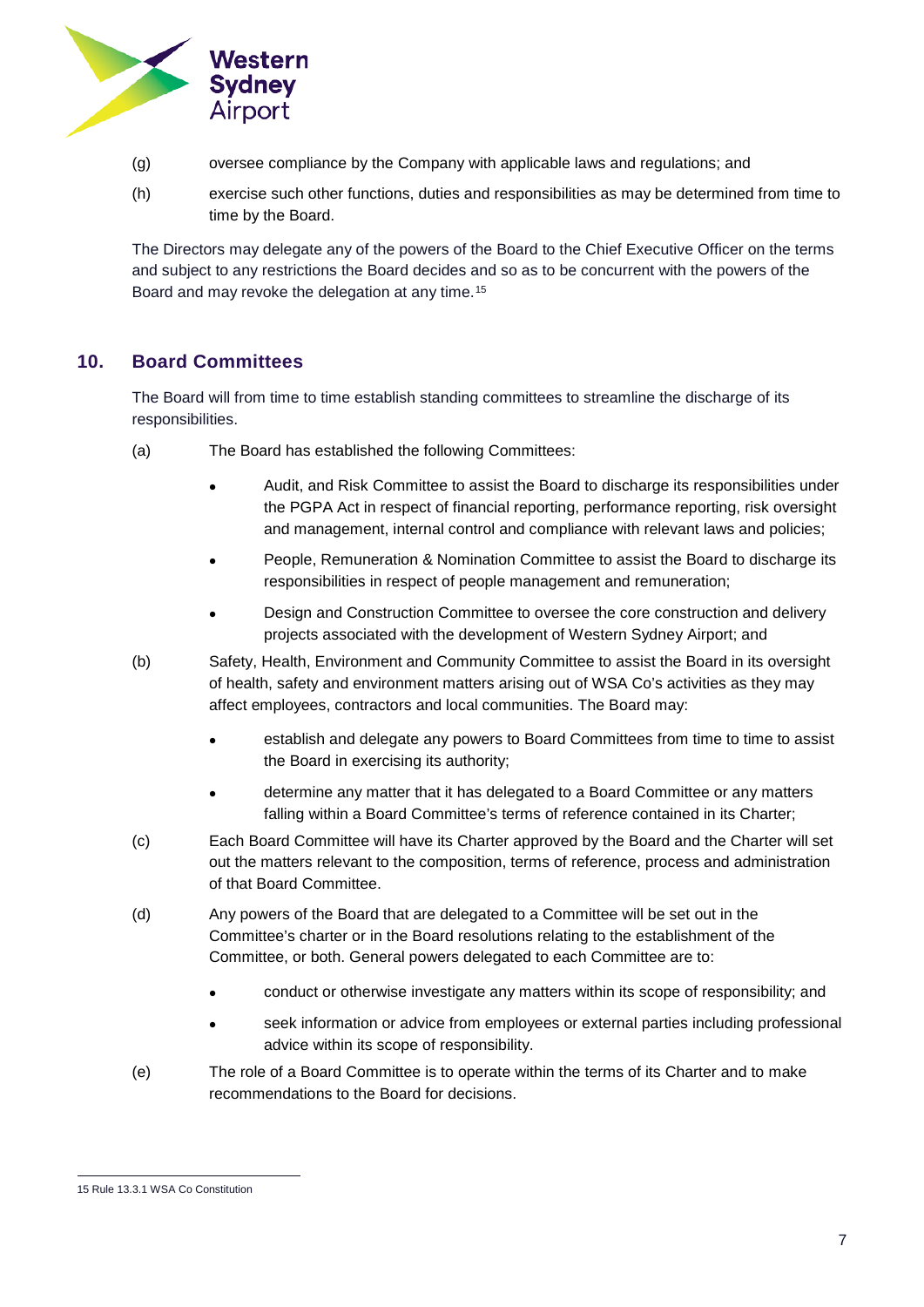(g) oversee compliance by the Company with applicable laws and regulations; and

(h) exercise such other functions, duties and responsibilities as may be determined from time to time by the Board.

The Directors may delegate any of the powers of the Board to the Chief Executive Officer on the terms and subject to any restrictions the Board decides and so as to be concurrent with the powers of the Board and may revoke the delegation at any time.[15]

## 10. Board Committees

The Board will from time to time establish standing committees to streamline the discharge of its responsibilities.

(a) The Board has established the following Committees:

- Audit, and Risk Committee to assist the Board to discharge its responsibilities under the PGPA Act in respect of financial reporting, performance reporting, risk oversight and management, internal control and compliance with relevant laws and policies;
- People, Remuneration & Nomination Committee to assist the Board to discharge its responsibilities in respect of people management and remuneration;
- Design and Construction Committee to oversee the core construction and delivery projects associated with the development of Western Sydney Airport; and

(b) Safety, Health, Environment and Community Committee to assist the Board in its oversight of health, safety and environment matters arising out of WSA Co's activities as they may affect employees, contractors and local communities. The Board may:

- establish and delegate any powers to Board Committees from time to time to assist the Board in exercising its authority;
- determine any matter that it has delegated to a Board Committee or any matters falling within a Board Committee's terms of reference contained in its Charter;

(c) Each Board Committee will have its Charter approved by the Board and the Charter will set out the matters relevant to the composition, terms of reference, process and administration of that Board Committee.

(d) Any powers of the Board that are delegated to a Committee will be set out in the Committee's charter or in the Board resolutions relating to the establishment of the Committee, or both. General powers delegated to each Committee are to:

- conduct or otherwise investigate any matters within its scope of responsibility; and
- seek information or advice from employees or external parties including professional advice within its scope of responsibility.

(e) The role of a Board Committee is to operate within the terms of its Charter and to make recommendations to the Board for decisions.

---

15 Rule 13.3.1 WSA Co Constitution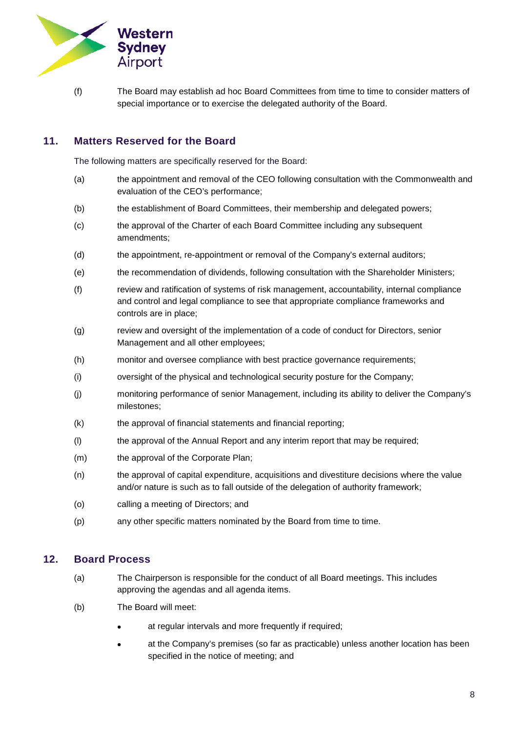(f) The Board may establish ad hoc Board Committees from time to time to consider matters of special importance or to exercise the delegated authority of the Board.

## 11. Matters Reserved for the Board

The following matters are specifically reserved for the Board:

(a) the appointment and removal of the CEO following consultation with the Commonwealth and evaluation of the CEO's performance;

(b) the establishment of Board Committees, their membership and delegated powers;

(c) the approval of the Charter of each Board Committee including any subsequent amendments;

(d) the appointment, re-appointment or removal of the Company's external auditors;

(e) the recommendation of dividends, following consultation with the Shareholder Ministers;

(f) review and ratification of systems of risk management, accountability, internal compliance and control and legal compliance to see that appropriate compliance frameworks and controls are in place;

(g) review and oversight of the implementation of a code of conduct for Directors, senior Management and all other employees;

(h) monitor and oversee compliance with best practice governance requirements;

(i) oversight of the physical and technological security posture for the Company;

(j) monitoring performance of senior Management, including its ability to deliver the Company's milestones;

(k) the approval of financial statements and financial reporting;

(l) the approval of the Annual Report and any interim report that may be required;

(m) the approval of the Corporate Plan;

(n) the approval of capital expenditure, acquisitions and divestiture decisions where the value and/or nature is such as to fall outside of the delegation of authority framework;

(o) calling a meeting of Directors; and

(p) any other specific matters nominated by the Board from time to time.

## 12. Board Process

(a) The Chairperson is responsible for the conduct of all Board meetings. This includes approving the agendas and all agenda items.

(b) The Board will meet:

- at regular intervals and more frequently if required;
- at the Company's premises (so far as practicable) unless another location has been specified in the notice of meeting; and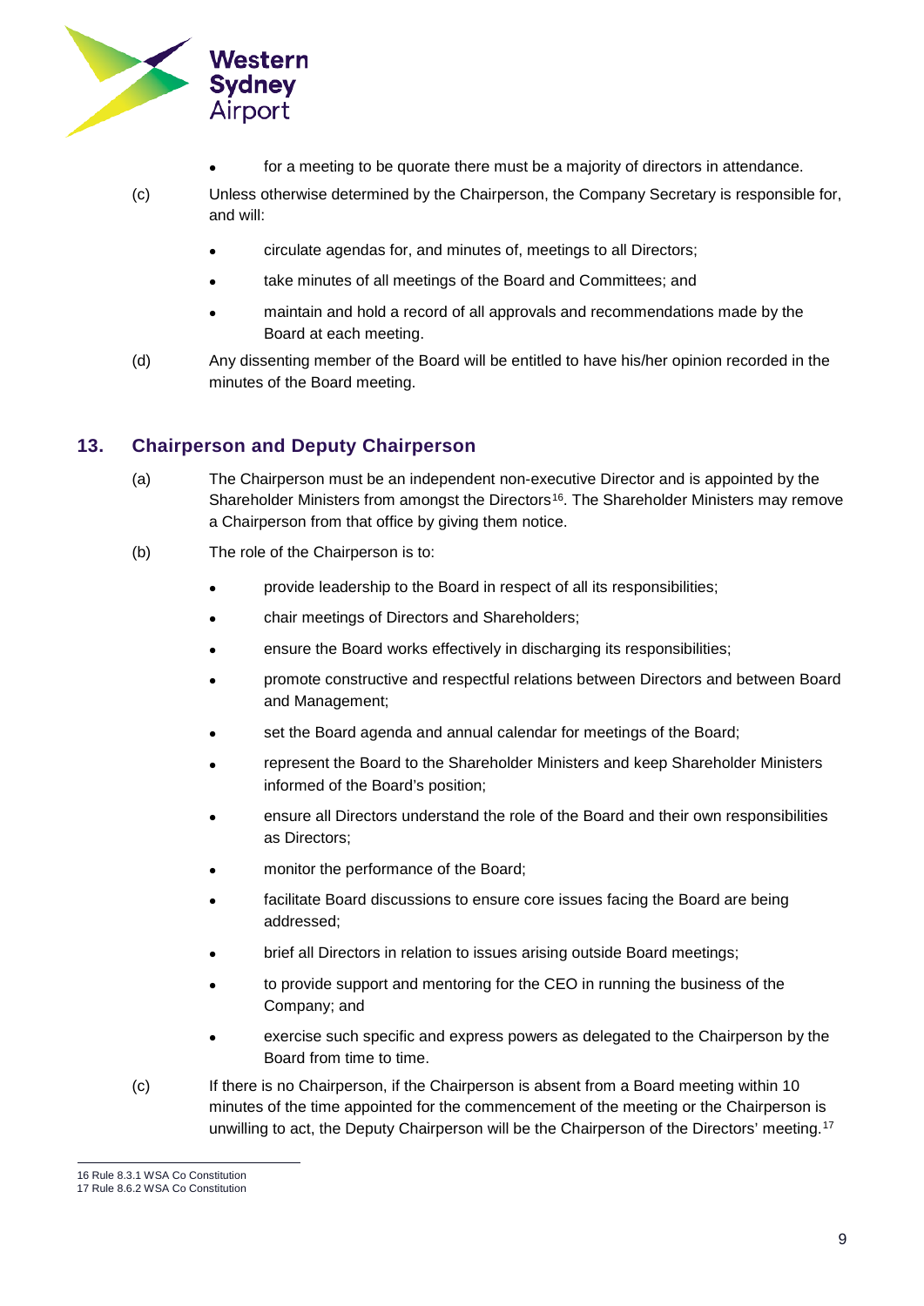- for a meeting to be quorate there must be a majority of directors in attendance.

(c) Unless otherwise determined by the Chairperson, the Company Secretary is responsible for, and will:

- circulate agendas for, and minutes of, meetings to all Directors;
- take minutes of all meetings of the Board and Committees; and
- maintain and hold a record of all approvals and recommendations made by the Board at each meeting.

(d) Any dissenting member of the Board will be entitled to have his/her opinion recorded in the minutes of the Board meeting.

## 13. Chairperson and Deputy Chairperson

(a) The Chairperson must be an independent non-executive Director and is appointed by the Shareholder Ministers from amongst the Directors[16]. The Shareholder Ministers may remove a Chairperson from that office by giving them notice.

(b) The role of the Chairperson is to:

- provide leadership to the Board in respect of all its responsibilities;
- chair meetings of Directors and Shareholders;
- ensure the Board works effectively in discharging its responsibilities;
- promote constructive and respectful relations between Directors and between Board and Management;
- set the Board agenda and annual calendar for meetings of the Board;
- represent the Board to the Shareholder Ministers and keep Shareholder Ministers informed of the Board's position;
- ensure all Directors understand the role of the Board and their own responsibilities as Directors;
- monitor the performance of the Board;
- facilitate Board discussions to ensure core issues facing the Board are being addressed;
- brief all Directors in relation to issues arising outside Board meetings;
- to provide support and mentoring for the CEO in running the business of the Company; and
- exercise such specific and express powers as delegated to the Chairperson by the Board from time to time.

(c) If there is no Chairperson, if the Chairperson is absent from a Board meeting within 10 minutes of the time appointed for the commencement of the meeting or the Chairperson is unwilling to act, the Deputy Chairperson will be the Chairperson of the Directors' meeting.[17]

---

16 Rule 8.3.1 WSA Co Constitution
17 Rule 8.6.2 WSA Co Constitution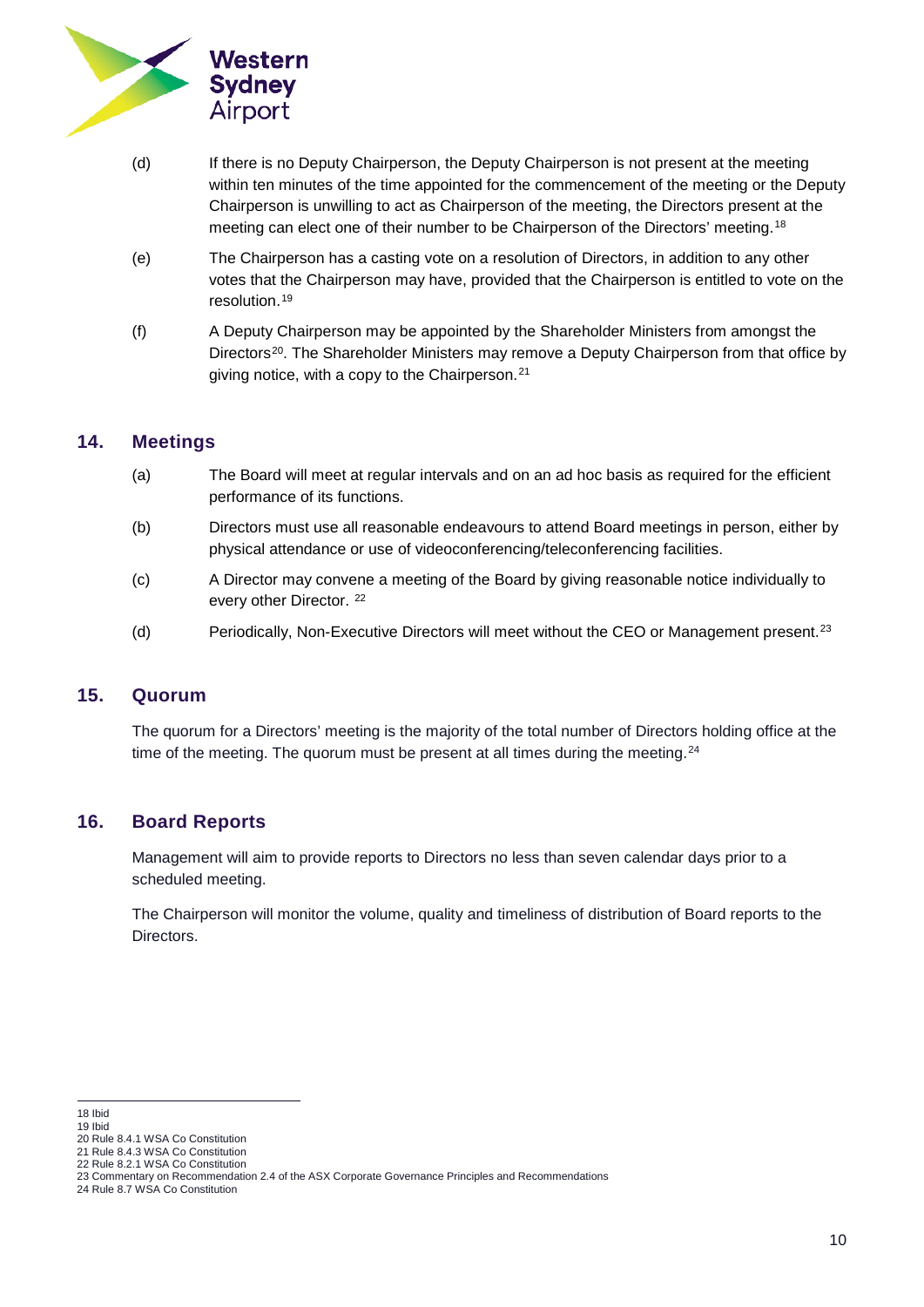(d) If there is no Deputy Chairperson, the Deputy Chairperson is not present at the meeting within ten minutes of the time appointed for the commencement of the meeting or the Deputy Chairperson is unwilling to act as Chairperson of the meeting, the Directors present at the meeting can elect one of their number to be Chairperson of the Directors' meeting.[18]

(e) The Chairperson has a casting vote on a resolution of Directors, in addition to any other votes that the Chairperson may have, provided that the Chairperson is entitled to vote on the resolution.[19]

(f) A Deputy Chairperson may be appointed by the Shareholder Ministers from amongst the Directors[20]. The Shareholder Ministers may remove a Deputy Chairperson from that office by giving notice, with a copy to the Chairperson.[21]

## 14. Meetings

(a) The Board will meet at regular intervals and on an ad hoc basis as required for the efficient performance of its functions.

(b) Directors must use all reasonable endeavours to attend Board meetings in person, either by physical attendance or use of videoconferencing/teleconferencing facilities.

(c) A Director may convene a meeting of the Board by giving reasonable notice individually to every other Director. [22]

(d) Periodically, Non-Executive Directors will meet without the CEO or Management present.[23]

## 15. Quorum

The quorum for a Directors' meeting is the majority of the total number of Directors holding office at the time of the meeting. The quorum must be present at all times during the meeting.[24]

## 16. Board Reports

Management will aim to provide reports to Directors no less than seven calendar days prior to a scheduled meeting.

The Chairperson will monitor the volume, quality and timeliness of distribution of Board reports to the Directors.

---

18 Ibid
19 Ibid
20 Rule 8.4.1 WSA Co Constitution
21 Rule 8.4.3 WSA Co Constitution
22 Rule 8.2.1 WSA Co Constitution
23 Commentary on Recommendation 2.4 of the ASX Corporate Governance Principles and Recommendations
24 Rule 8.7 WSA Co Constitution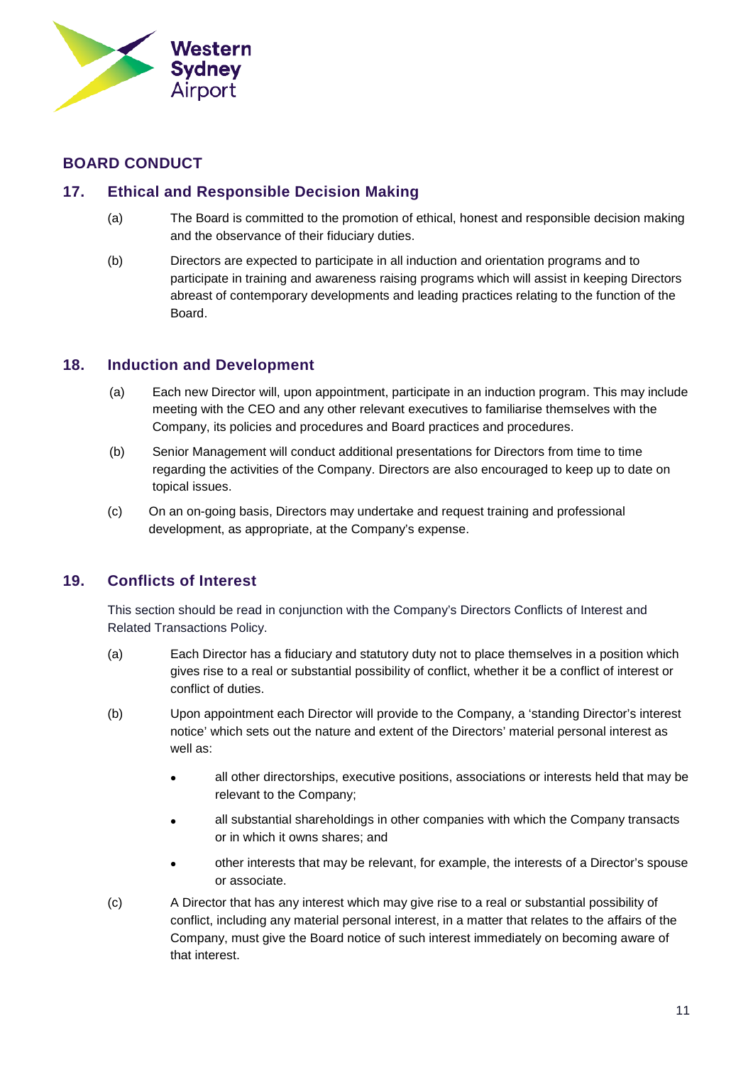## BOARD CONDUCT

### 17. Ethical and Responsible Decision Making

(a) The Board is committed to the promotion of ethical, honest and responsible decision making and the observance of their fiduciary duties.

(b) Directors are expected to participate in all induction and orientation programs and to participate in training and awareness raising programs which will assist in keeping Directors abreast of contemporary developments and leading practices relating to the function of the Board.

### 18. Induction and Development

(a) Each new Director will, upon appointment, participate in an induction program. This may include meeting with the CEO and any other relevant executives to familiarise themselves with the Company, its policies and procedures and Board practices and procedures.

(b) Senior Management will conduct additional presentations for Directors from time to time regarding the activities of the Company. Directors are also encouraged to keep up to date on topical issues.

(c) On an on-going basis, Directors may undertake and request training and professional development, as appropriate, at the Company's expense.

### 19. Conflicts of Interest

This section should be read in conjunction with the Company's Directors Conflicts of Interest and Related Transactions Policy.

(a) Each Director has a fiduciary and statutory duty not to place themselves in a position which gives rise to a real or substantial possibility of conflict, whether it be a conflict of interest or conflict of duties.

(b) Upon appointment each Director will provide to the Company, a 'standing Director's interest notice' which sets out the nature and extent of the Directors' material personal interest as well as:

- all other directorships, executive positions, associations or interests held that may be relevant to the Company;
- all substantial shareholdings in other companies with which the Company transacts or in which it owns shares; and
- other interests that may be relevant, for example, the interests of a Director's spouse or associate.

(c) A Director that has any interest which may give rise to a real or substantial possibility of conflict, including any material personal interest, in a matter that relates to the affairs of the Company, must give the Board notice of such interest immediately on becoming aware of that interest.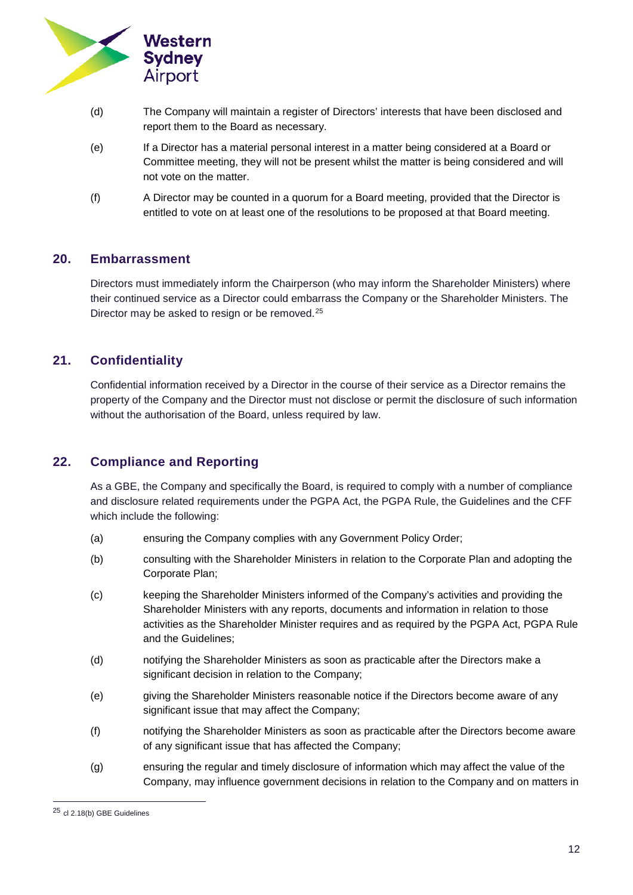(d) The Company will maintain a register of Directors' interests that have been disclosed and report them to the Board as necessary.

(e) If a Director has a material personal interest in a matter being considered at a Board or Committee meeting, they will not be present whilst the matter is being considered and will not vote on the matter.

(f) A Director may be counted in a quorum for a Board meeting, provided that the Director is entitled to vote on at least one of the resolutions to be proposed at that Board meeting.

## 20. Embarrassment

Directors must immediately inform the Chairperson (who may inform the Shareholder Ministers) where their continued service as a Director could embarrass the Company or the Shareholder Ministers. The Director may be asked to resign or be removed.[25]

## 21. Confidentiality

Confidential information received by a Director in the course of their service as a Director remains the property of the Company and the Director must not disclose or permit the disclosure of such information without the authorisation of the Board, unless required by law.

## 22. Compliance and Reporting

As a GBE, the Company and specifically the Board, is required to comply with a number of compliance and disclosure related requirements under the PGPA Act, the PGPA Rule, the Guidelines and the CFF which include the following:

(a) ensuring the Company complies with any Government Policy Order;

(b) consulting with the Shareholder Ministers in relation to the Corporate Plan and adopting the Corporate Plan;

(c) keeping the Shareholder Ministers informed of the Company's activities and providing the Shareholder Ministers with any reports, documents and information in relation to those activities as the Shareholder Minister requires and as required by the PGPA Act, PGPA Rule and the Guidelines;

(d) notifying the Shareholder Ministers as soon as practicable after the Directors make a significant decision in relation to the Company;

(e) giving the Shareholder Ministers reasonable notice if the Directors become aware of any significant issue that may affect the Company;

(f) notifying the Shareholder Ministers as soon as practicable after the Directors become aware of any significant issue that has affected the Company;

(g) ensuring the regular and timely disclosure of information which may affect the value of the Company, may influence government decisions in relation to the Company and on matters in

---

[25] cl 2.18(b) GBE Guidelines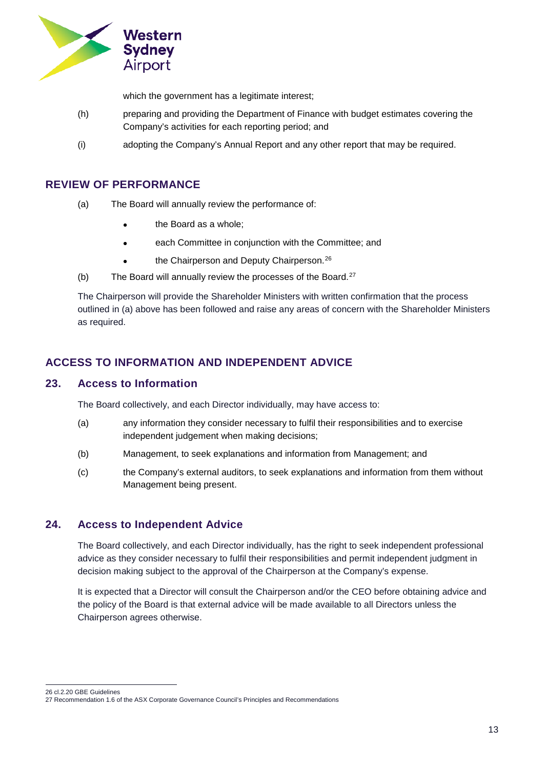which the government has a legitimate interest;

(h) preparing and providing the Department of Finance with budget estimates covering the Company's activities for each reporting period; and

(i) adopting the Company's Annual Report and any other report that may be required.

## REVIEW OF PERFORMANCE

(a) The Board will annually review the performance of:

- the Board as a whole;
- each Committee in conjunction with the Committee; and
- the Chairperson and Deputy Chairperson.[26]

(b) The Board will annually review the processes of the Board.[27]

The Chairperson will provide the Shareholder Ministers with written confirmation that the process outlined in (a) above has been followed and raise any areas of concern with the Shareholder Ministers as required.

## ACCESS TO INFORMATION AND INDEPENDENT ADVICE

### 23. Access to Information

The Board collectively, and each Director individually, may have access to:

(a) any information they consider necessary to fulfil their responsibilities and to exercise independent judgement when making decisions;

(b) Management, to seek explanations and information from Management; and

(c) the Company's external auditors, to seek explanations and information from them without Management being present.

### 24. Access to Independent Advice

The Board collectively, and each Director individually, has the right to seek independent professional advice as they consider necessary to fulfil their responsibilities and permit independent judgment in decision making subject to the approval of the Chairperson at the Company's expense.

It is expected that a Director will consult the Chairperson and/or the CEO before obtaining advice and the policy of the Board is that external advice will be made available to all Directors unless the Chairperson agrees otherwise.

---

26 cl.2.20 GBE Guidelines
27 Recommendation 1.6 of the ASX Corporate Governance Council's Principles and Recommendations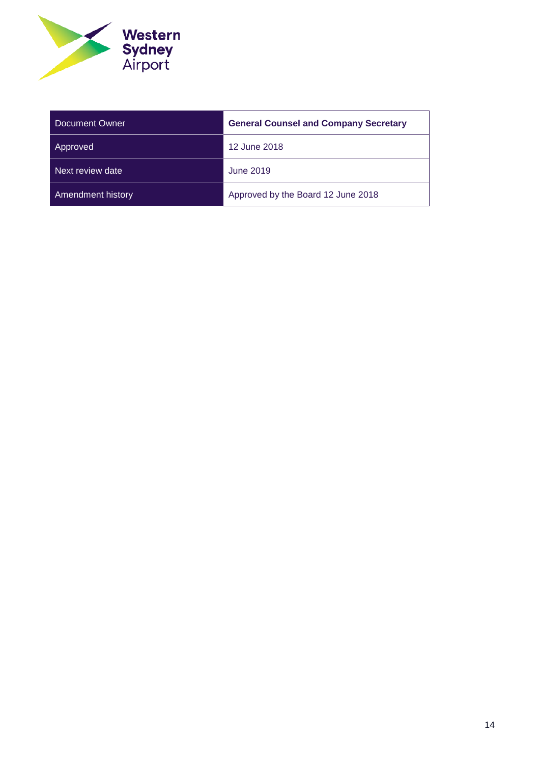Western Sydney Airport

| | |
|---|---|
| Document Owner | **General Counsel and Company Secretary** |
| Approved | 12 June 2018 |
| Next review date | June 2019 |
| Amendment history | Approved by the Board 12 June 2018 |